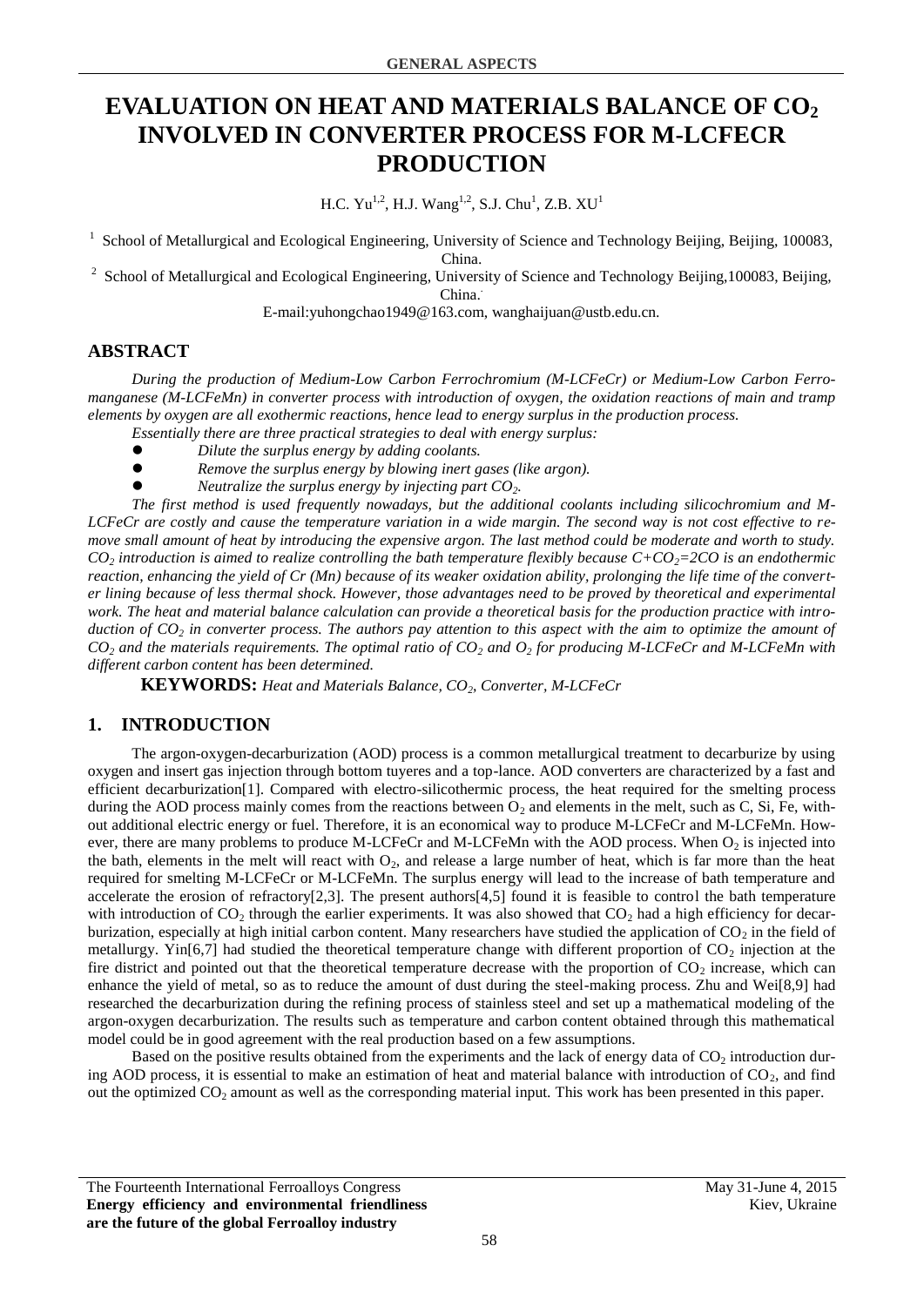# EVALUATION ON HEAT AND MATERIALS BALANCE OF $CO_2$ INVOLVED IN CONVERTER PROCESS FOR M-LCFECR PRODUCTION

H.C. Yu[1,2], H.J. Wang[1,2], S.J. Chu[1], Z.B. XU[1]

[1] School of Metallurgical and Ecological Engineering, University of Science and Technology Beijing, Beijing, 100083, China.

[2] School of Metallurgical and Ecological Engineering, University of Science and Technology Beijing,100083, Beijing, China.

E-mail:yuhongchao1949@163.com, wanghaijuan@ustb.edu.cn.

## ABSTRACT

*During the production of Medium-Low Carbon Ferrochromium (M-LCFeCr) or Medium-Low Carbon Ferromanganese (M-LCFeMn) in converter process with introduction of oxygen, the oxidation reactions of main and tramp elements by oxygen are all exothermic reactions, hence lead to energy surplus in the production process.*

*Essentially there are three practical strategies to deal with energy surplus:*

- *Dilute the surplus energy by adding coolants.*
- *Remove the surplus energy by blowing inert gases (like argon).*
- *Neutralize the surplus energy by injecting part $CO_2$.*

*The first method is used frequently nowadays, but the additional coolants including silicochromium and M-LCFeCr are costly and cause the temperature variation in a wide margin. The second way is not cost effective to remove small amount of heat by introducing the expensive argon. The last method could be moderate and worth to study. $CO_2$ introduction is aimed to realize controlling the bath temperature flexibly because $C+CO_2=2CO$ is an endothermic reaction, enhancing the yield of Cr (Mn) because of its weaker oxidation ability, prolonging the life time of the converter lining because of less thermal shock. However, those advantages need to be proved by theoretical and experimental work. The heat and material balance calculation can provide a theoretical basis for the production practice with introduction of $CO_2$ in converter process. The authors pay attention to this aspect with the aim to optimize the amount of $CO_2$ and the materials requirements. The optimal ratio of $CO_2$ and $O_2$ for producing M-LCFeCr and M-LCFeMn with different carbon content has been determined.*

**KEYWORDS:** *Heat and Materials Balance, $CO_2$, Converter, M-LCFeCr*

## 1. INTRODUCTION

The argon-oxygen-decarburization (AOD) process is a common metallurgical treatment to decarburize by using oxygen and insert gas injection through bottom tuyeres and a top-lance. AOD converters are characterized by a fast and efficient decarburization[1]. Compared with electro-silicothermic process, the heat required for the smelting process during the AOD process mainly comes from the reactions between $O_2$ and elements in the melt, such as C, Si, Fe, without additional electric energy or fuel. Therefore, it is an economical way to produce M-LCFeCr and M-LCFeMn. However, there are many problems to produce M-LCFeCr and M-LCFeMn with the AOD process. When $O_2$ is injected into the bath, elements in the melt will react with $O_2$, and release a large number of heat, which is far more than the heat required for smelting M-LCFeCr or M-LCFeMn. The surplus energy will lead to the increase of bath temperature and accelerate the erosion of refractory[2,3]. The present authors[4,5] found it is feasible to control the bath temperature with introduction of $CO_2$ through the earlier experiments. It was also showed that $CO_2$ had a high efficiency for decarburization, especially at high initial carbon content. Many researchers have studied the application of $CO_2$ in the field of metallurgy. Yin[6,7] had studied the theoretical temperature change with different proportion of $CO_2$ injection at the fire district and pointed out that the theoretical temperature decrease with the proportion of $CO_2$ increase, which can enhance the yield of metal, so as to reduce the amount of dust during the steel-making process. Zhu and Wei[8,9] had researched the decarburization during the refining process of stainless steel and set up a mathematical modeling of the argon-oxygen decarburization. The results such as temperature and carbon content obtained through this mathematical model could be in good agreement with the real production based on a few assumptions.

Based on the positive results obtained from the experiments and the lack of energy data of $CO_2$ introduction during AOD process, it is essential to make an estimation of heat and material balance with introduction of $CO_2$, and find out the optimized $CO_2$ amount as well as the corresponding material input. This work has been presented in this paper.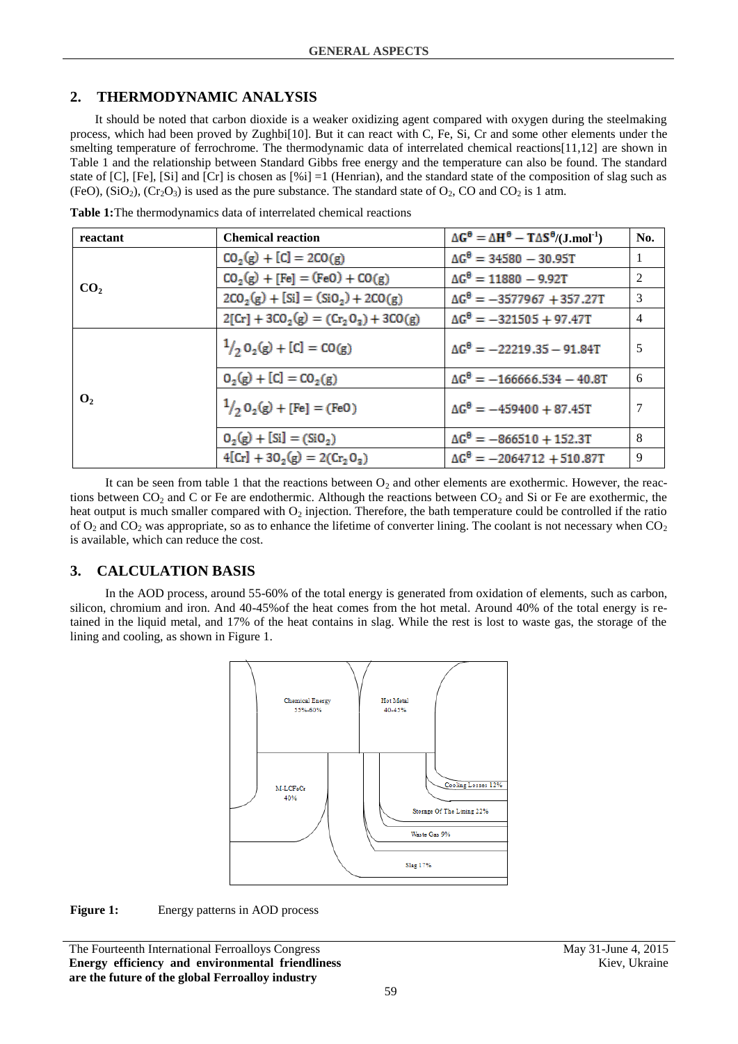## 2. THERMODYNAMIC ANALYSIS

It should be noted that carbon dioxide is a weaker oxidizing agent compared with oxygen during the steelmaking process, which had been proved by Zughbi[10]. But it can react with C, Fe, Si, Cr and some other elements under the smelting temperature of ferrochrome. The thermodynamic data of interrelated chemical reactions[11,12] are shown in Table 1 and the relationship between Standard Gibbs free energy and the temperature can also be found. The standard state of [C], [Fe], [Si] and [Cr] is chosen as [%i] =1 (Henrian), and the standard state of the composition of slag such as (FeO), ($SiO_2$), ($Cr_2O_3$) is used as the pure substance. The standard state of $O_2$, CO and $CO_2$ is 1 atm.

**Table 1:** The thermodynamics data of interrelated chemical reactions

| reactant | Chemical reaction | $\Delta G^\theta = \Delta H^\theta - T\Delta S^\theta$/(J.mol$^{-1}$) | No. |
|---|---|---|---|
| $CO_2$ | $CO_2(g) + [C] = 2CO(g)$ | $\Delta G^\theta = 34580 - 30.95T$ | 1 |
| | $CO_2(g) + [Fe] = (FeO) + CO(g)$ | $\Delta G^\theta = 11880 - 9.92T$ | 2 |
| | $2CO_2(g) + [Si] = (SiO_2) + 2CO(g)$ | $\Delta G^\theta = -3577967 + 357.27T$ | 3 |
| | $2[Cr] + 3CO_2(g) = (Cr_2O_3) + 3CO(g)$ | $\Delta G^\theta = -321505 + 97.47T$ | 4 |
| $O_2$ | $\frac{1}{2}O_2(g) + [C] = CO(g)$ | $\Delta G^\theta = -22219.35 - 91.84T$ | 5 |
| | $O_2(g) + [C] = CO_2(g)$ | $\Delta G^\theta = -166666.534 - 40.8T$ | 6 |
| | $\frac{1}{2}O_2(g) + [Fe] = (FeO)$ | $\Delta G^\theta = -459400 + 87.45T$ | 7 |
| | $O_2(g) + [Si] = (SiO_2)$ | $\Delta G^\theta = -866510 + 152.3T$ | 8 |
| | $4[Cr] + 3O_2(g) = 2(Cr_2O_3)$ | $\Delta G^\theta = -2064712 + 510.87T$ | 9 |

It can be seen from table 1 that the reactions between $O_2$ and other elements are exothermic. However, the reactions between $CO_2$ and C or Fe are endothermic. Although the reactions between $CO_2$ and Si or Fe are exothermic, the heat output is much smaller compared with $O_2$ injection. Therefore, the bath temperature could be controlled if the ratio of $O_2$ and $CO_2$ was appropriate, so as to enhance the lifetime of converter lining. The coolant is not necessary when $CO_2$ is available, which can reduce the cost.

## 3. CALCULATION BASIS

In the AOD process, around 55-60% of the total energy is generated from oxidation of elements, such as carbon, silicon, chromium and iron. And 40-45%of the heat comes from the hot metal. Around 40% of the total energy is retained in the liquid metal, and 17% of the heat contains in slag. While the rest is lost to waste gas, the storage of the lining and cooling, as shown in Figure 1.

**Figure 1:** Energy patterns in AOD process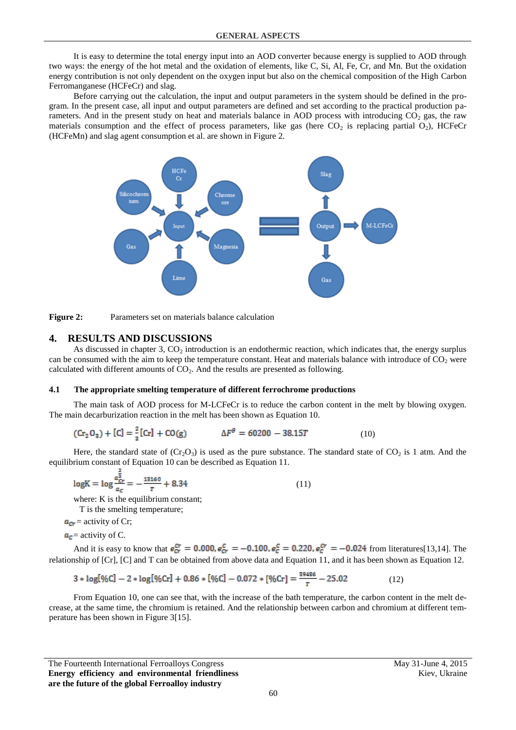It is easy to determine the total energy input into an AOD converter because energy is supplied to AOD through two ways: the energy of the hot metal and the oxidation of elements, like C, Si, Al, Fe, Cr, and Mn. But the oxidation energy contribution is not only dependent on the oxygen input but also on the chemical composition of the High Carbon Ferromanganese (HCFeCr) and slag.

Before carrying out the calculation, the input and output parameters in the system should be defined in the program. In the present case, all input and output parameters are defined and set according to the practical production parameters. And in the present study on heat and materials balance in AOD process with introducing $CO_2$ gas, the raw materials consumption and the effect of process parameters, like gas (here $CO_2$ is replacing partial $O_2$), HCFeCr (HCFeMn) and slag agent consumption et al. are shown in Figure 2.

**Figure 2:** Parameters set on materials balance calculation

## 4. RESULTS AND DISCUSSIONS

As discussed in chapter 3, $CO_2$ introduction is an endothermic reaction, which indicates that, the energy surplus can be consumed with the aim to keep the temperature constant. Heat and materials balance with introduce of $CO_2$ were calculated with different amounts of $CO_2$. And the results are presented as following.

### 4.1 The appropriate smelting temperature of different ferrochrome productions

The main task of AOD process for M-LCFeCr is to reduce the carbon content in the melt by blowing oxygen. The main decarburization reaction in the melt has been shown as Equation 10.

$$(Cr_2O_3) + [C] = \frac{2}{3}[Cr] + CO(g) \qquad \Delta F^{\theta} = 60200 - 38.15T \qquad (10)$$

Here, the standard state of $(Cr_2O_3)$ is used as the pure substance. The standard state of $CO_2$ is 1 atm. And the equilibrium constant of Equation 10 can be described as Equation 11.

$$\log K = \log \frac{a_{Cr}^{\frac{2}{3}}}{a_C} = -\frac{13160}{T} + 8.34 \qquad (11)$$

where: K is the equilibrium constant;

T is the smelting temperature;

$a_{Cr}$ = activity of Cr;

$a_C$ = activity of C.

And it is easy to know that $e_{Cr}^{Cr} = 0.000, e_{Cr}^{C} = -0.100, e_C^C = 0.220, e_C^{Cr} = -0.024$ from literatures[13,14]. The relationship of [Cr], [C] and T can be obtained from above data and Equation 11, and it has been shown as Equation 12.

$$3 * \log[\%C] - 2 * \log[\%Cr] + 0.86 * [\%C] - 0.072 * [\%Cr] = \frac{39486}{T} - 25.02 \qquad (12)$$

From Equation 10, one can see that, with the increase of the bath temperature, the carbon content in the melt decrease, at the same time, the chromium is retained. And the relationship between carbon and chromium at different temperature has been shown in Figure 3[15].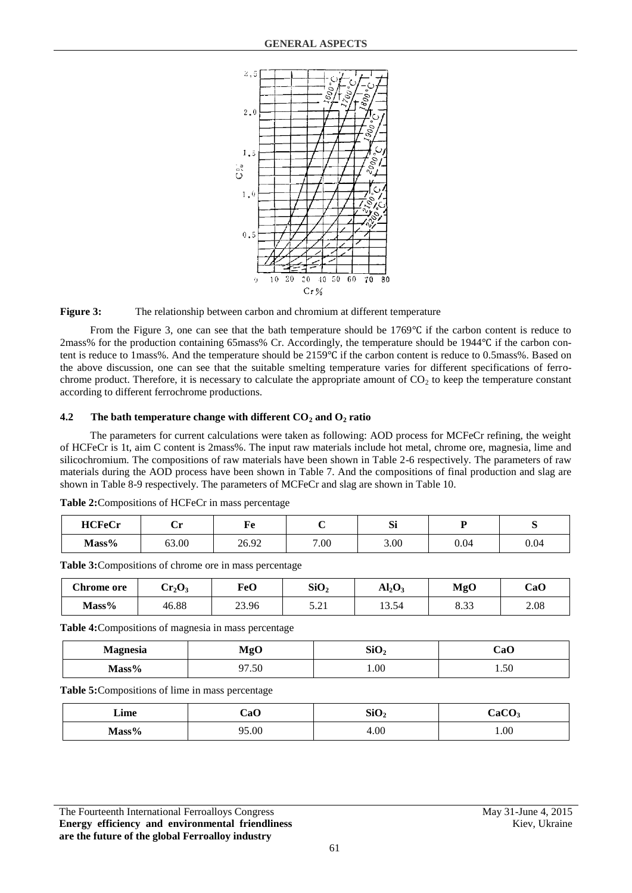**Figure 3:** The relationship between carbon and chromium at different temperature

From the Figure 3, one can see that the bath temperature should be 1769℃ if the carbon content is reduce to 2mass% for the production containing 65mass% Cr. Accordingly, the temperature should be 1944℃ if the carbon content is reduce to 1mass%. And the temperature should be 2159℃ if the carbon content is reduce to 0.5mass%. Based on the above discussion, one can see that the suitable smelting temperature varies for different specifications of ferrochrome product. Therefore, it is necessary to calculate the appropriate amount of $CO_2$ to keep the temperature constant according to different ferrochrome productions.

## 4.2 The bath temperature change with different $CO_2$ and $O_2$ ratio

The parameters for current calculations were taken as following: AOD process for MCFeCr refining, the weight of HCFeCr is 1t, aim C content is 2mass%. The input raw materials include hot metal, chrome ore, magnesia, lime and silicochromium. The compositions of raw materials have been shown in Table 2-6 respectively. The parameters of raw materials during the AOD process have been shown in Table 7. And the compositions of final production and slag are shown in Table 8-9 respectively. The parameters of MCFeCr and slag are shown in Table 10.

**Table 2:** Compositions of HCFeCr in mass percentage

| HCFeCr | Cr | Fe | C | Si | P | S |
|---|---|---|---|---|---|---|
| Mass% | 63.00 | 26.92 | 7.00 | 3.00 | 0.04 | 0.04 |

**Table 3:** Compositions of chrome ore in mass percentage

| Chrome ore | $Cr_2O_3$ | FeO | $SiO_2$ | $Al_2O_3$ | MgO | CaO |
|---|---|---|---|---|---|---|
| Mass% | 46.88 | 23.96 | 5.21 | 13.54 | 8.33 | 2.08 |

**Table 4:** Compositions of magnesia in mass percentage

| Magnesia | MgO | $SiO_2$ | CaO |
|---|---|---|---|
| Mass% | 97.50 | 1.00 | 1.50 |

**Table 5:** Compositions of lime in mass percentage

| Lime | CaO | $SiO_2$ | $CaCO_3$ |
|---|---|---|---|
| Mass% | 95.00 | 4.00 | 1.00 |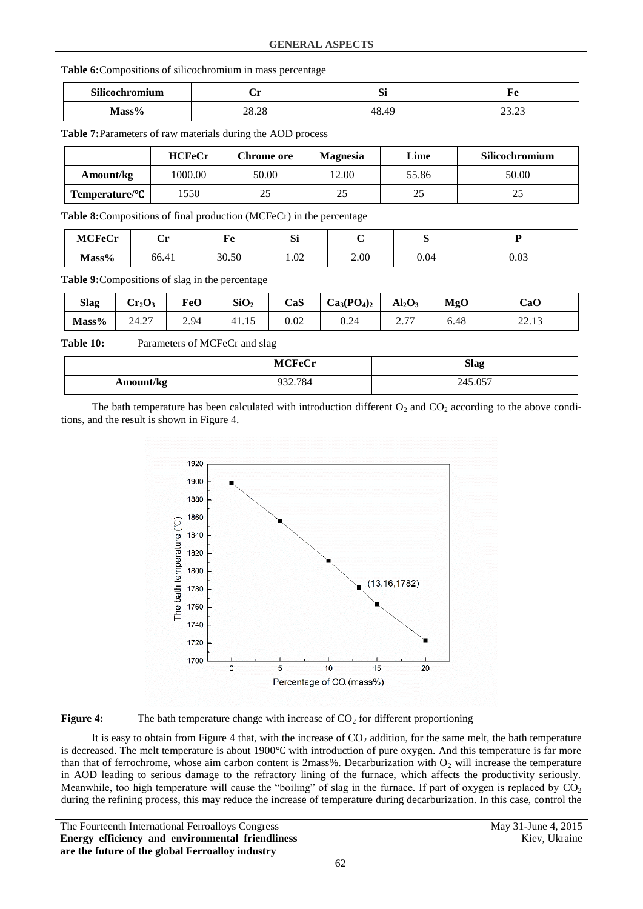**Table 6:** Compositions of silicochromium in mass percentage

| Silicochromium | Cr | Si | Fe |
|---|---|---|---|
| Mass% | 28.28 | 48.49 | 23.23 |

**Table 7:** Parameters of raw materials during the AOD process

| | HCFeCr | Chrome ore | Magnesia | Lime | Silicochromium |
|---|---|---|---|---|---|
| Amount/kg | 1000.00 | 50.00 | 12.00 | 55.86 | 50.00 |
| Temperature/℃ | 1550 | 25 | 25 | 25 | 25 |

**Table 8:** Compositions of final production (MCFeCr) in the percentage

| MCFeCr | Cr | Fe | Si | C | S | P |
|---|---|---|---|---|---|---|
| Mass% | 66.41 | 30.50 | 1.02 | 2.00 | 0.04 | 0.03 |

**Table 9:** Compositions of slag in the percentage

| Slag | $Cr_2O_3$ | FeO | $SiO_2$ | CaS | $Ca_3(PO_4)_2$ | $Al_2O_3$ | MgO | CaO |
|---|---|---|---|---|---|---|---|---|
| Mass% | 24.27 | 2.94 | 41.15 | 0.02 | 0.24 | 2.77 | 6.48 | 22.13 |

**Table 10:** Parameters of MCFeCr and slag

| | MCFeCr | Slag |
|---|---|---|
| Amount/kg | 932.784 | 245.057 |

The bath temperature has been calculated with introduction different $O_2$ and $CO_2$ according to the above conditions, and the result is shown in Figure 4.

**Figure 4:** The bath temperature change with increase of $CO_2$ for different proportioning

It is easy to obtain from Figure 4 that, with the increase of $CO_2$ addition, for the same melt, the bath temperature is decreased. The melt temperature is about 1900℃ with introduction of pure oxygen. And this temperature is far more than that of ferrochrome, whose aim carbon content is 2mass%. Decarburization with $O_2$ will increase the temperature in AOD leading to serious damage to the refractory lining of the furnace, which affects the productivity seriously. Meanwhile, too high temperature will cause the "boiling" of slag in the furnace. If part of oxygen is replaced by $CO_2$ during the refining process, this may reduce the increase of temperature during decarburization. In this case, control the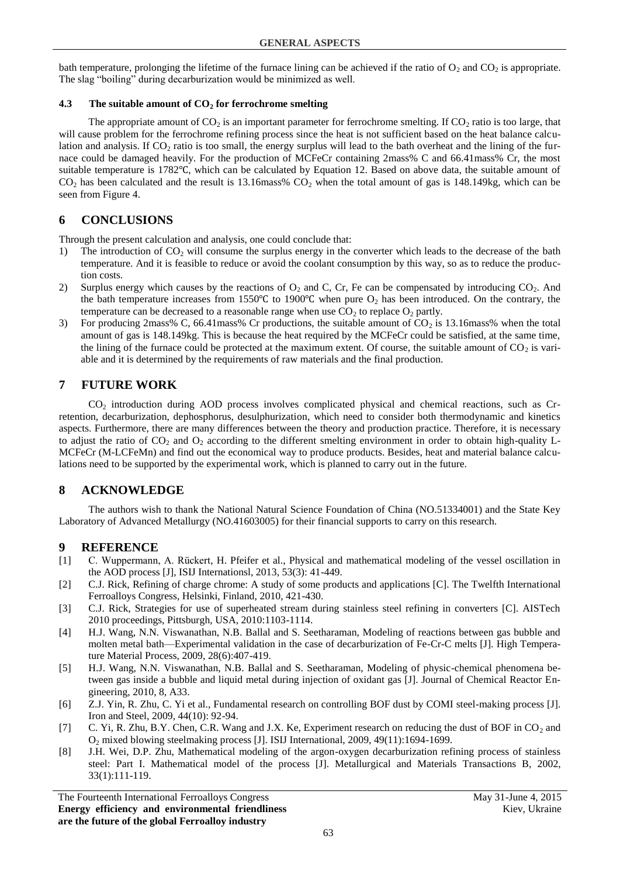bath temperature, prolonging the lifetime of the furnace lining can be achieved if the ratio of $O_2$ and $CO_2$ is appropriate. The slag "boiling" during decarburization would be minimized as well.

### 4.3 The suitable amount of $CO_2$ for ferrochrome smelting

The appropriate amount of $CO_2$ is an important parameter for ferrochrome smelting. If $CO_2$ ratio is too large, that will cause problem for the ferrochrome refining process since the heat is not sufficient based on the heat balance calculation and analysis. If $CO_2$ ratio is too small, the energy surplus will lead to the bath overheat and the lining of the furnace could be damaged heavily. For the production of MCFeCr containing 2mass% C and 66.41mass% Cr, the most suitable temperature is 1782℃, which can be calculated by Equation 12. Based on above data, the suitable amount of $CO_2$ has been calculated and the result is 13.16mass% $CO_2$ when the total amount of gas is 148.149kg, which can be seen from Figure 4.

## 6 CONCLUSIONS

Through the present calculation and analysis, one could conclude that:

1) The introduction of $CO_2$ will consume the surplus energy in the converter which leads to the decrease of the bath temperature. And it is feasible to reduce or avoid the coolant consumption by this way, so as to reduce the production costs.
2) Surplus energy which causes by the reactions of $O_2$ and C, Cr, Fe can be compensated by introducing $CO_2$. And the bath temperature increases from 1550℃ to 1900℃ when pure $O_2$ has been introduced. On the contrary, the temperature can be decreased to a reasonable range when use $CO_2$ to replace $O_2$ partly.
3) For producing 2mass% C, 66.41mass% Cr productions, the suitable amount of $CO_2$ is 13.16mass% when the total amount of gas is 148.149kg. This is because the heat required by the MCFeCr could be satisfied, at the same time, the lining of the furnace could be protected at the maximum extent. Of course, the suitable amount of $CO_2$ is variable and it is determined by the requirements of raw materials and the final production.

## 7 FUTURE WORK

$CO_2$ introduction during AOD process involves complicated physical and chemical reactions, such as Cr-retention, decarburization, dephosphorus, desulphurization, which need to consider both thermodynamic and kinetics aspects. Furthermore, there are many differences between the theory and production practice. Therefore, it is necessary to adjust the ratio of $CO_2$ and $O_2$ according to the different smelting environment in order to obtain high-quality L-MCFeCr (M-LCFeMn) and find out the economical way to produce products. Besides, heat and material balance calculations need to be supported by the experimental work, which is planned to carry out in the future.

## 8 ACKNOWLEDGE

The authors wish to thank the National Natural Science Foundation of China (NO.51334001) and the State Key Laboratory of Advanced Metallurgy (NO.41603005) for their financial supports to carry on this research.

## 9 REFERENCE

[1] C. Wuppermann, A. Rückert, H. Pfeifer et al., Physical and mathematical modeling of the vessel oscillation in the AOD process [J], ISIJ Internationsl, 2013, 53(3): 41-449.

[2] C.J. Rick, Refining of charge chrome: A study of some products and applications [C]. The Twelfth International Ferroalloys Congress, Helsinki, Finland, 2010, 421-430.

[3] C.J. Rick, Strategies for use of superheated stream during stainless steel refining in converters [C]. AISTech 2010 proceedings, Pittsburgh, USA, 2010:1103-1114.

[4] H.J. Wang, N.N. Viswanathan, N.B. Ballal and S. Seetharaman, Modeling of reactions between gas bubble and molten metal bath—Experimental validation in the case of decarburization of Fe-Cr-C melts [J]. High Temperature Material Process, 2009, 28(6):407-419.

[5] H.J. Wang, N.N. Viswanathan, N.B. Ballal and S. Seetharaman, Modeling of physic-chemical phenomena between gas inside a bubble and liquid metal during injection of oxidant gas [J]. Journal of Chemical Reactor Engineering, 2010, 8, A33.

[6] Z.J. Yin, R. Zhu, C. Yi et al., Fundamental research on controlling BOF dust by COMI steel-making process [J]. Iron and Steel, 2009, 44(10): 92-94.

[7] C. Yi, R. Zhu, B.Y. Chen, C.R. Wang and J.X. Ke, Experiment research on reducing the dust of BOF in $CO_2$ and $O_2$ mixed blowing steelmaking process [J]. ISIJ International, 2009, 49(11):1694-1699.

[8] J.H. Wei, D.P. Zhu, Mathematical modeling of the argon-oxygen decarburization refining process of stainless steel: Part I. Mathematical model of the process [J]. Metallurgical and Materials Transactions B, 2002, 33(1):111-119.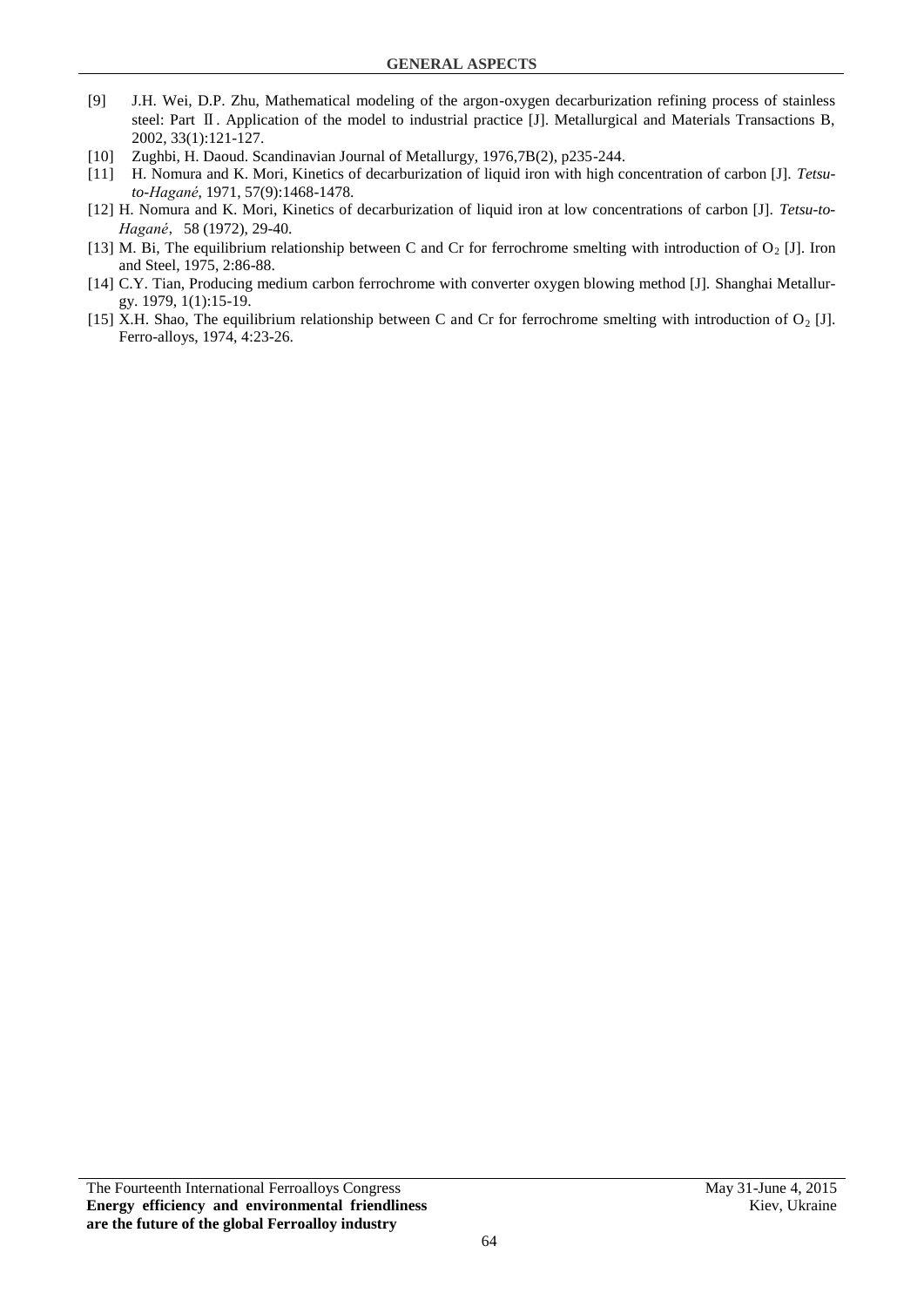[9] J.H. Wei, D.P. Zhu, Mathematical modeling of the argon-oxygen decarburization refining process of stainless steel: Part Ⅱ. Application of the model to industrial practice [J]. Metallurgical and Materials Transactions B, 2002, 33(1):121-127.

[10] Zughbi, H. Daoud. Scandinavian Journal of Metallurgy, 1976,7B(2), p235-244.

[11] H. Nomura and K. Mori, Kinetics of decarburization of liquid iron with high concentration of carbon [J]. *Tetsu-to-Hagané*, 1971, 57(9):1468-1478.

[12] H. Nomura and K. Mori, Kinetics of decarburization of liquid iron at low concentrations of carbon [J]. *Tetsu-to-Hagané*, 58 (1972), 29-40.

[13] M. Bi, The equilibrium relationship between C and Cr for ferrochrome smelting with introduction of $O_2$ [J]. Iron and Steel, 1975, 2:86-88.

[14] C.Y. Tian, Producing medium carbon ferrochrome with converter oxygen blowing method [J]. Shanghai Metallurgy. 1979, 1(1):15-19.

[15] X.H. Shao, The equilibrium relationship between C and Cr for ferrochrome smelting with introduction of $O_2$ [J]. Ferro-alloys, 1974, 4:23-26.